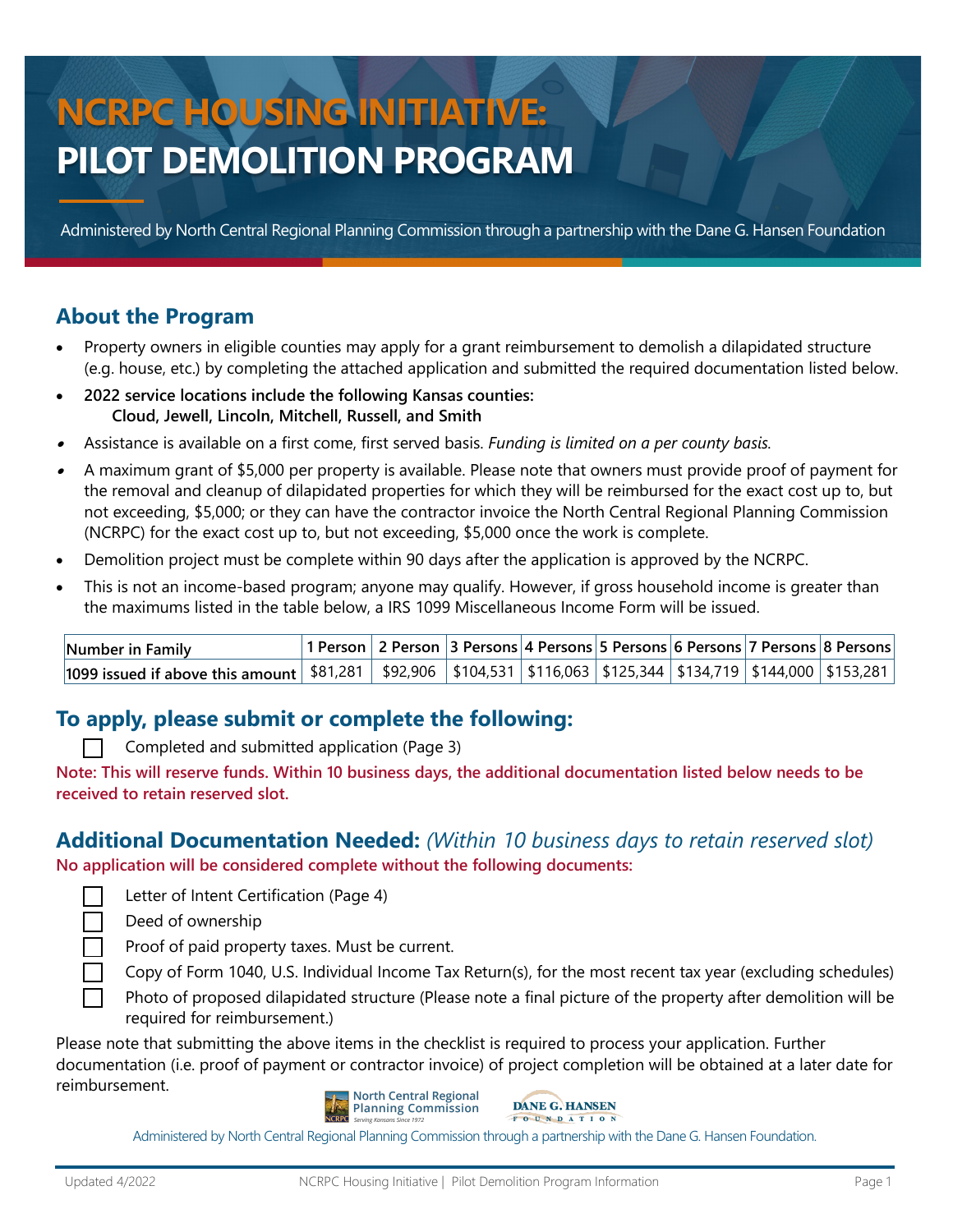# NCRPC HOUSING INITIATIVE: PILOT DEMOLITION PROGRAM

Administered by North Central Regional Planning Commission through a partnership with the Dane G. Hansen Foundation

## About the Program

- Property owners in eligible counties may apply for a grant reimbursement to demolish a dilapidated structure (e.g. house, etc.) by completing the attached application and submitted the required documentation listed below.
- **2022 service locations include the following Kansas counties: Cloud, Jewell, Lincoln, Mitchell, Russell, and Smith**
- Assistance is available on a first come, first served basis. *Funding is limited on a per county basis.*
- A maximum grant of $5,000 per property is available. Please note that owners must provide proof of payment for the removal and cleanup of dilapidated properties for which they will be reimbursed for the exact cost up to, but not exceeding, $5,000; or they can have the contractor invoice the North Central Regional Planning Commission (NCRPC) for the exact cost up to, but not exceeding, $5,000 once the work is complete.
- Demolition project must be complete within 90 days after the application is approved by the NCRPC.
- This is not an income-based program; anyone may qualify. However, if gross household income is greater than the maximums listed in the table below, a IRS 1099 Miscellaneous Income Form will be issued.

| Number in Family | 1 Person | 2 Person | 3 Persons | 4 Persons | 5 Persons | 6 Persons | 7 Persons | 8 Persons |
|---|---|---|---|---|---|---|---|---|
| 1099 issued if above this amount | $81,281 | $92,906 | $104,531 | $116,063 | $125,344 | $134,719 | $144,000 | $153,281 |

## To apply, please submit or complete the following:

- [ ] Completed and submitted application (Page 3)

**Note: This will reserve funds. Within 10 business days, the additional documentation listed below needs to be received to retain reserved slot.**

## Additional Documentation Needed: *(Within 10 business days to retain reserved slot)*

**No application will be considered complete without the following documents:**

- [ ] Letter of Intent Certification (Page 4)
- [ ] Deed of ownership
- [ ] Proof of paid property taxes. Must be current.
- [ ] Copy of Form 1040, U.S. Individual Income Tax Return(s), for the most recent tax year (excluding schedules)
- [ ] Photo of proposed dilapidated structure (Please note a final picture of the property after demolition will be required for reimbursement.)

Please note that submitting the above items in the checklist is required to process your application. Further documentation (i.e. proof of payment or contractor invoice) of project completion will be obtained at a later date for reimbursement.

North Central Regional Planning Commission — Serving Kansans Since 1972 | Dane G. Hansen Foundation

Administered by North Central Regional Planning Commission through a partnership with the Dane G. Hansen Foundation.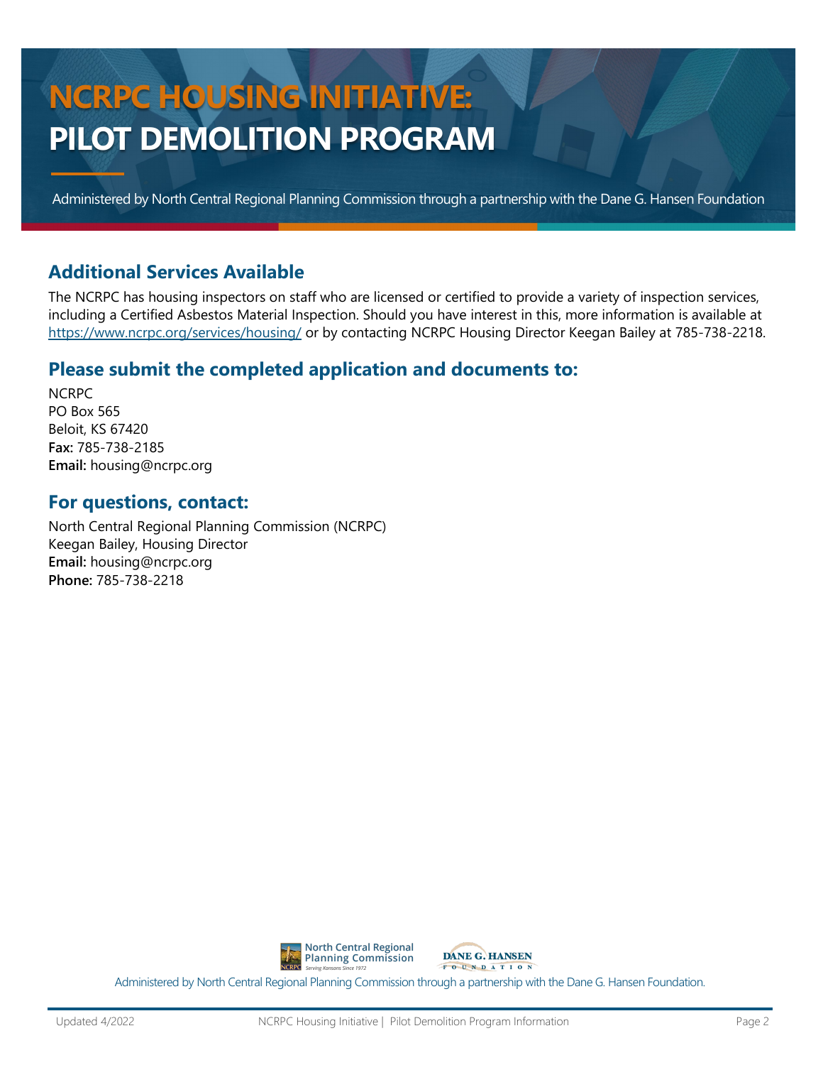# NCRPC HOUSING INITIATIVE: PILOT DEMOLITION PROGRAM

Administered by North Central Regional Planning Commission through a partnership with the Dane G. Hansen Foundation

## Additional Services Available

The NCRPC has housing inspectors on staff who are licensed or certified to provide a variety of inspection services, including a Certified Asbestos Material Inspection. Should you have interest in this, more information is available at https://www.ncrpc.org/services/housing/ or by contacting NCRPC Housing Director Keegan Bailey at 785-738-2218.

## Please submit the completed application and documents to:

NCRPC
PO Box 565
Beloit, KS 67420
**Fax:** 785-738-2185
**Email:** housing@ncrpc.org

## For questions, contact:

North Central Regional Planning Commission (NCRPC)
Keegan Bailey, Housing Director
**Email:** housing@ncrpc.org
**Phone:** 785-738-2218

Administered by North Central Regional Planning Commission through a partnership with the Dane G. Hansen Foundation.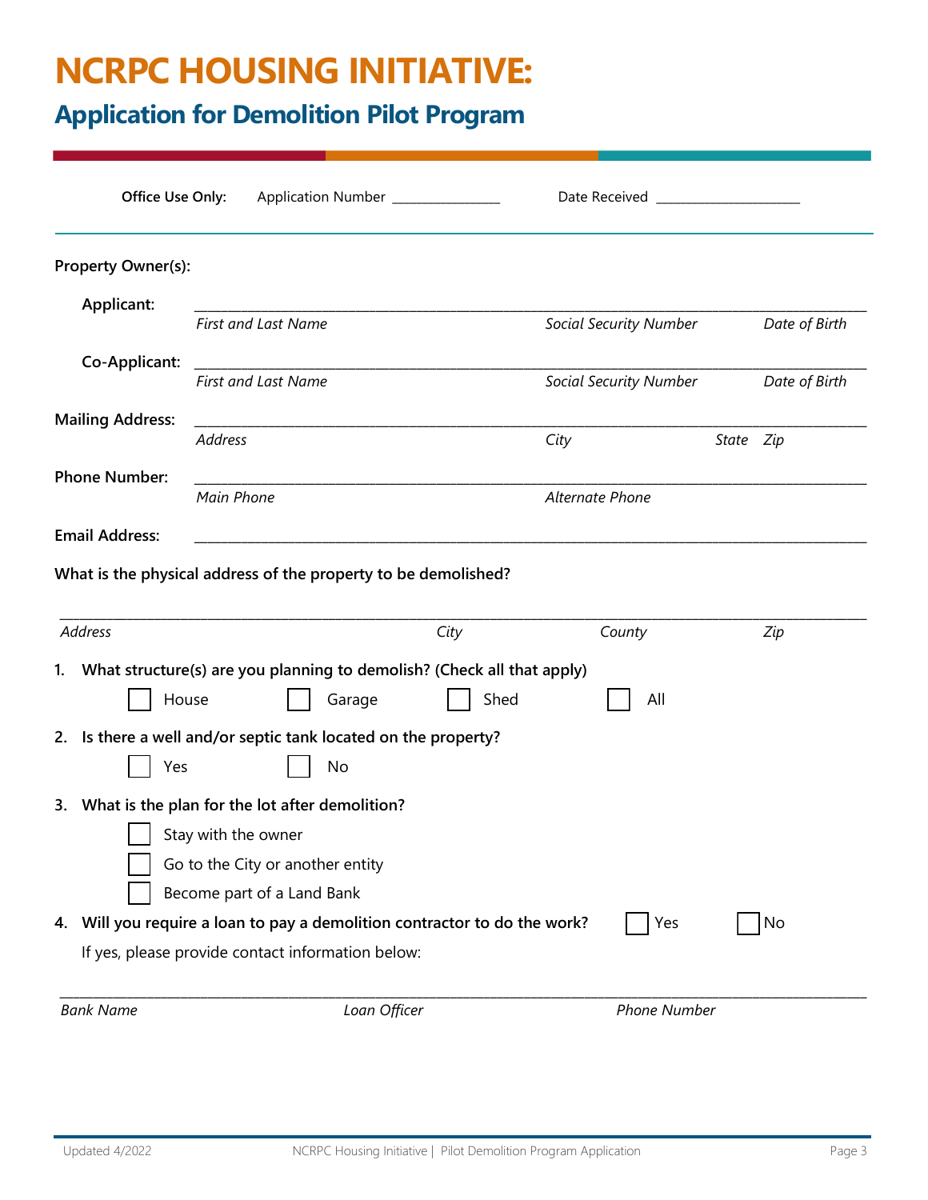# NCRPC HOUSING INITIATIVE:

## Application for Demolition Pilot Program

**Office Use Only:** Application Number _______________ Date Received ____________________

**Property Owner(s):**

**Applicant:** ____________________________________________________________________________

*First and Last Name* *Social Security Number* *Date of Birth*

**Co-Applicant:** ____________________________________________________________________________

*First and Last Name* *Social Security Number* *Date of Birth*

**Mailing Address:** ____________________________________________________________________________

*Address* *City* *State* *Zip*

**Phone Number:** ____________________________________________________________________________

*Main Phone* *Alternate Phone*

**Email Address:** ____________________________________________________________________________

**What is the physical address of the property to be demolished?**

____________________________________________________________________________

*Address* *City* *County* *Zip*

1. **What structure(s) are you planning to demolish? (Check all that apply)**

   ☐ House ☐ Garage ☐ Shed ☐ All

2. **Is there a well and/or septic tank located on the property?**

   ☐ Yes ☐ No

3. **What is the plan for the lot after demolition?**

   ☐ Stay with the owner

   ☐ Go to the City or another entity

   ☐ Become part of a Land Bank

4. **Will you require a loan to pay a demolition contractor to do the work?** ☐ Yes ☐ No

   If yes, please provide contact information below:

____________________________________________________________________________

*Bank Name* *Loan Officer* *Phone Number*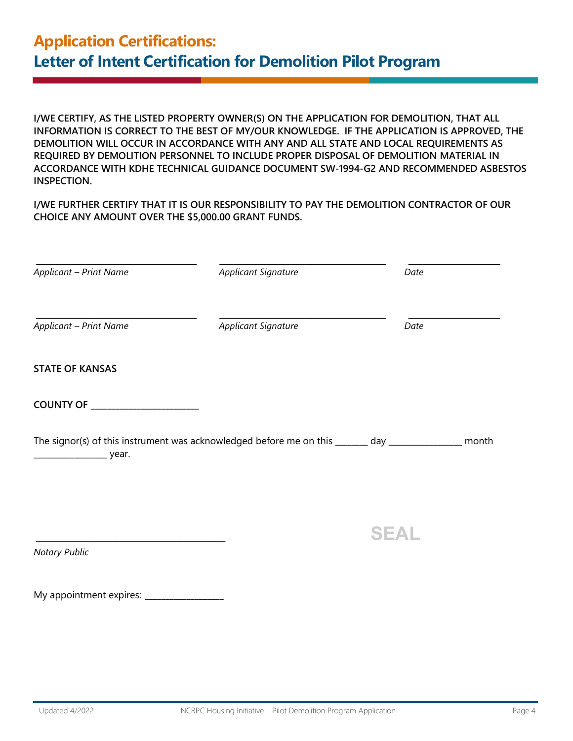# Application Certifications:
## Letter of Intent Certification for Demolition Pilot Program

**I/WE CERTIFY, AS THE LISTED PROPERTY OWNER(S) ON THE APPLICATION FOR DEMOLITION, THAT ALL INFORMATION IS CORRECT TO THE BEST OF MY/OUR KNOWLEDGE. IF THE APPLICATION IS APPROVED, THE DEMOLITION WILL OCCUR IN ACCORDANCE WITH ANY AND ALL STATE AND LOCAL REQUIREMENTS AS REQUIRED BY DEMOLITION PERSONNEL TO INCLUDE PROPER DISPOSAL OF DEMOLITION MATERIAL IN ACCORDANCE WITH KDHE TECHNICAL GUIDANCE DOCUMENT SW-1994-G2 AND RECOMMENDED ASBESTOS INSPECTION.**

**I/WE FURTHER CERTIFY THAT IT IS OUR RESPONSIBILITY TO PAY THE DEMOLITION CONTRACTOR OF OUR CHOICE ANY AMOUNT OVER THE $5,000.00 GRANT FUNDS.**

| | | |
|---|---|---|
| ______________________________ | ______________________________ | ________________ |
| *Applicant – Print Name* | *Applicant Signature* | *Date* |
| ______________________________ | ______________________________ | ________________ |
| *Applicant – Print Name* | *Applicant Signature* | *Date* |

**STATE OF KANSAS**

**COUNTY OF** ______________________

The signor(s) of this instrument was acknowledged before me on this _______ day ________________ month ________________ year.

______________________________________

*Notary Public*

SEAL

My appointment expires: _________________